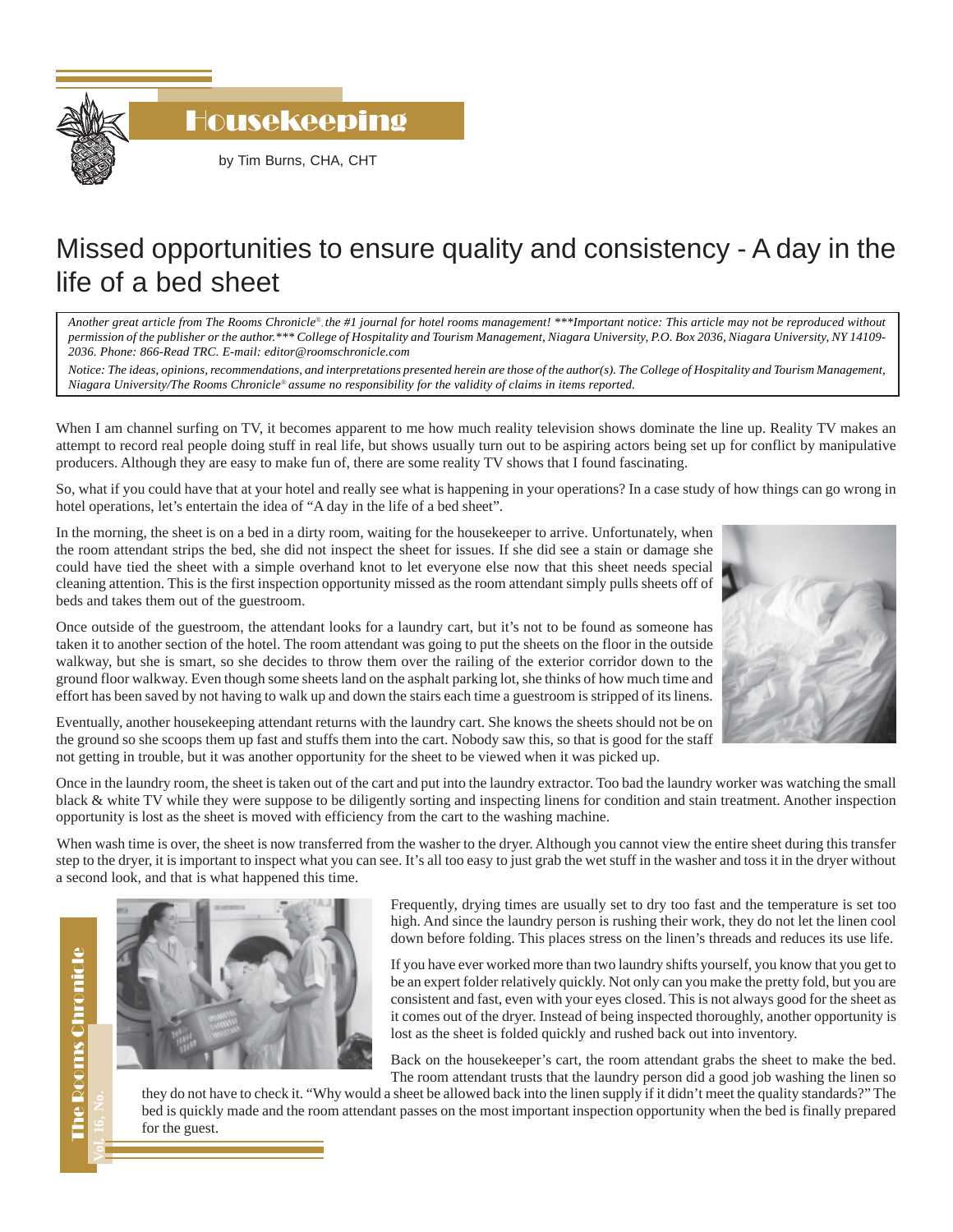# Housekeeping

by Tim Burns, CHA, CHT

## Missed opportunities to ensure quality and consistency - A day in the life of a bed sheet

*Another great article from The Rooms Chronicle®, the #1 journal for hotel rooms management! ***Important notice: This article may not be reproduced without permission of the publisher or the author.*** College of Hospitality and Tourism Management, Niagara University, P.O. Box 2036, Niagara University, NY 14109-2036. Phone: 866-Read TRC. E-mail: editor@roomschronicle.com*

*Notice: The ideas, opinions, recommendations, and interpretations presented herein are those of the author(s). The College of Hospitality and Tourism Management, Niagara University/The Rooms Chronicle® assume no responsibility for the validity of claims in items reported.*

When I am channel surfing on TV, it becomes apparent to me how much reality television shows dominate the line up. Reality TV makes an attempt to record real people doing stuff in real life, but shows usually turn out to be aspiring actors being set up for conflict by manipulative producers. Although they are easy to make fun of, there are some reality TV shows that I found fascinating.

So, what if you could have that at your hotel and really see what is happening in your operations? In a case study of how things can go wrong in hotel operations, let's entertain the idea of "A day in the life of a bed sheet".

In the morning, the sheet is on a bed in a dirty room, waiting for the housekeeper to arrive. Unfortunately, when the room attendant strips the bed, she did not inspect the sheet for issues. If she did see a stain or damage she could have tied the sheet with a simple overhand knot to let everyone else now that this sheet needs special cleaning attention. This is the first inspection opportunity missed as the room attendant simply pulls sheets off of beds and takes them out of the guestroom.

Once outside of the guestroom, the attendant looks for a laundry cart, but it's not to be found as someone has taken it to another section of the hotel. The room attendant was going to put the sheets on the floor in the outside walkway, but she is smart, so she decides to throw them over the railing of the exterior corridor down to the ground floor walkway. Even though some sheets land on the asphalt parking lot, she thinks of how much time and effort has been saved by not having to walk up and down the stairs each time a guestroom is stripped of its linens.

Eventually, another housekeeping attendant returns with the laundry cart. She knows the sheets should not be on the ground so she scoops them up fast and stuffs them into the cart. Nobody saw this, so that is good for the staff not getting in trouble, but it was another opportunity for the sheet to be viewed when it was picked up.

Once in the laundry room, the sheet is taken out of the cart and put into the laundry extractor. Too bad the laundry worker was watching the small black & white TV while they were suppose to be diligently sorting and inspecting linens for condition and stain treatment. Another inspection opportunity is lost as the sheet is moved with efficiency from the cart to the washing machine.

When wash time is over, the sheet is now transferred from the washer to the dryer. Although you cannot view the entire sheet during this transfer step to the dryer, it is important to inspect what you can see. It's all too easy to just grab the wet stuff in the washer and toss it in the dryer without a second look, and that is what happened this time.

Frequently, drying times are usually set to dry too fast and the temperature is set too high. And since the laundry person is rushing their work, they do not let the linen cool down before folding. This places stress on the linen's threads and reduces its use life.

If you have ever worked more than two laundry shifts yourself, you know that you get to be an expert folder relatively quickly. Not only can you make the pretty fold, but you are consistent and fast, even with your eyes closed. This is not always good for the sheet as it comes out of the dryer. Instead of being inspected thoroughly, another opportunity is lost as the sheet is folded quickly and rushed back out into inventory.

Back on the housekeeper's cart, the room attendant grabs the sheet to make the bed. The room attendant trusts that the laundry person did a good job washing the linen so they do not have to check it. "Why would a sheet be allowed back into the linen supply if it didn't meet the quality standards?" The bed is quickly made and the room attendant passes on the most important inspection opportunity when the bed is finally prepared for the guest.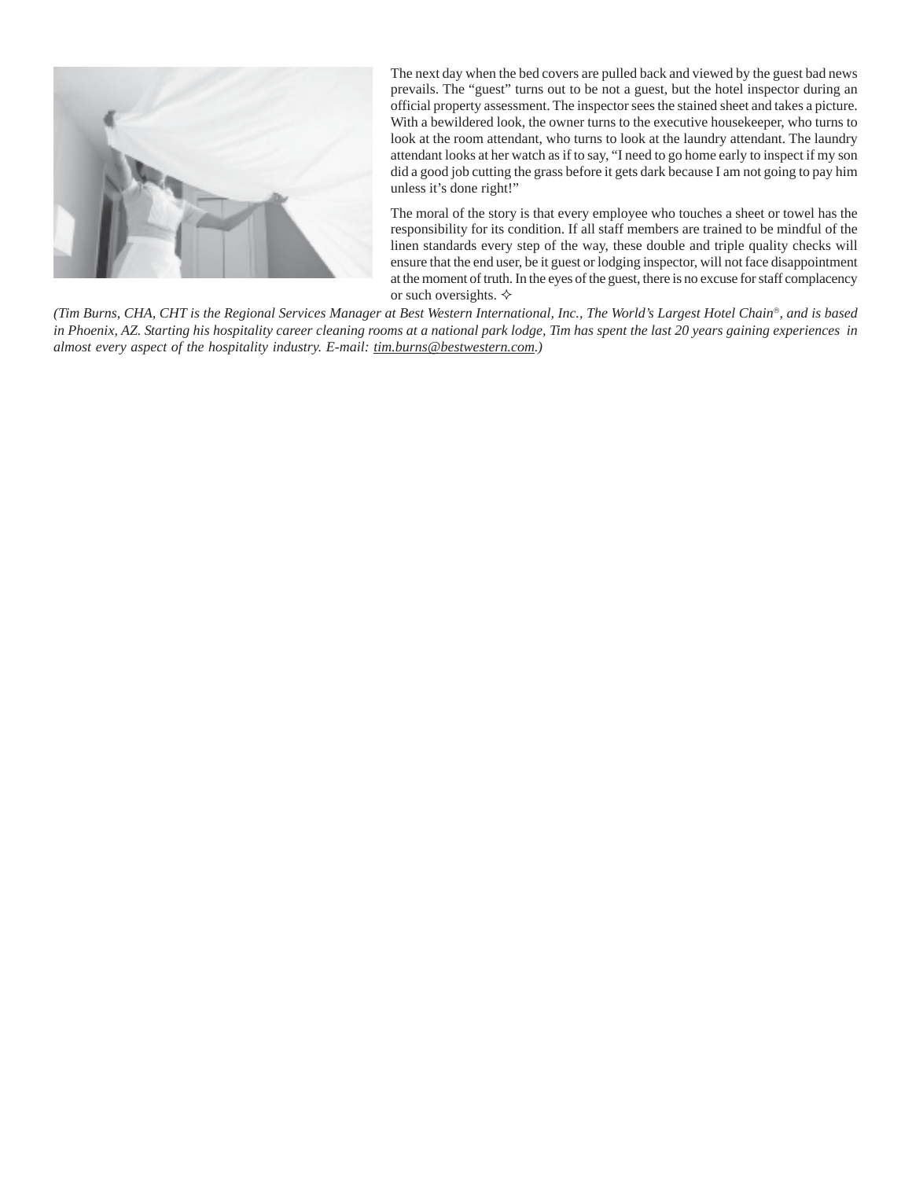The next day when the bed covers are pulled back and viewed by the guest bad news prevails. The "guest" turns out to be not a guest, but the hotel inspector during an official property assessment. The inspector sees the stained sheet and takes a picture. With a bewildered look, the owner turns to the executive housekeeper, who turns to look at the room attendant, who turns to look at the laundry attendant. The laundry attendant looks at her watch as if to say, "I need to go home early to inspect if my son did a good job cutting the grass before it gets dark because I am not going to pay him unless it's done right!"

The moral of the story is that every employee who touches a sheet or towel has the responsibility for its condition. If all staff members are trained to be mindful of the linen standards every step of the way, these double and triple quality checks will ensure that the end user, be it guest or lodging inspector, will not face disappointment at the moment of truth. In the eyes of the guest, there is no excuse for staff complacency or such oversights. ✧

*(Tim Burns, CHA, CHT is the Regional Services Manager at Best Western International, Inc., The World's Largest Hotel Chain®, and is based in Phoenix, AZ. Starting his hospitality career cleaning rooms at a national park lodge, Tim has spent the last 20 years gaining experiences in almost every aspect of the hospitality industry. E-mail: tim.burns@bestwestern.com.)*